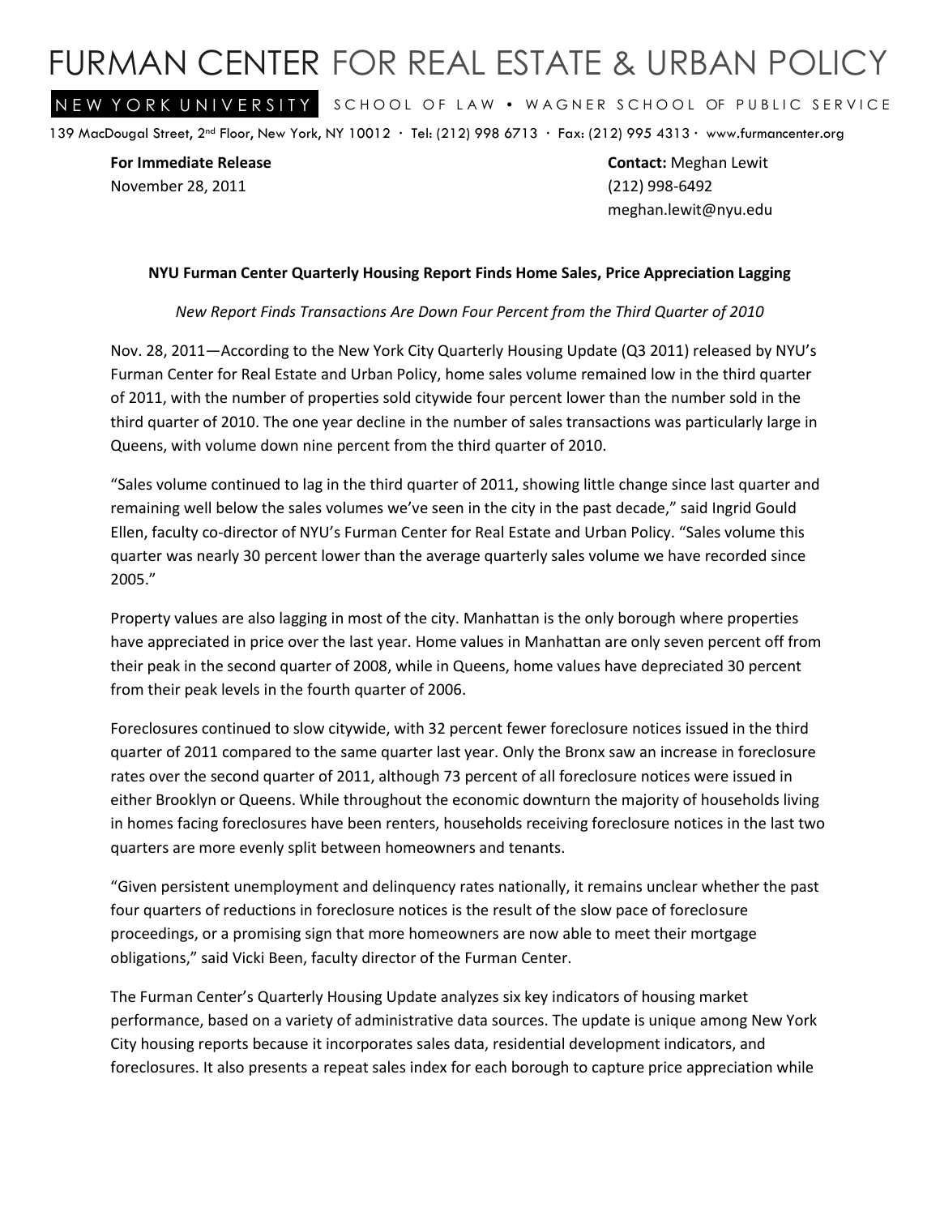# FURMAN CENTER FOR REAL ESTATE & URBAN POLICY

NEW YORK UNIVERSITY SCHOOL OF LAW • WAGNER SCHOOL OF PUBLIC SERVICE

139 MacDougal Street, 2nd Floor, New York, NY 10012 · Tel: (212) 998 6713 · Fax: (212) 995 4313 · www.furmancenter.org

**For Immediate Release**
November 28, 2011

**Contact:** Meghan Lewit
(212) 998-6492
meghan.lewit@nyu.edu

**NYU Furman Center Quarterly Housing Report Finds Home Sales, Price Appreciation Lagging**

*New Report Finds Transactions Are Down Four Percent from the Third Quarter of 2010*

Nov. 28, 2011—According to the New York City Quarterly Housing Update (Q3 2011) released by NYU's Furman Center for Real Estate and Urban Policy, home sales volume remained low in the third quarter of 2011, with the number of properties sold citywide four percent lower than the number sold in the third quarter of 2010. The one year decline in the number of sales transactions was particularly large in Queens, with volume down nine percent from the third quarter of 2010.

"Sales volume continued to lag in the third quarter of 2011, showing little change since last quarter and remaining well below the sales volumes we've seen in the city in the past decade," said Ingrid Gould Ellen, faculty co-director of NYU's Furman Center for Real Estate and Urban Policy. "Sales volume this quarter was nearly 30 percent lower than the average quarterly sales volume we have recorded since 2005."

Property values are also lagging in most of the city. Manhattan is the only borough where properties have appreciated in price over the last year. Home values in Manhattan are only seven percent off from their peak in the second quarter of 2008, while in Queens, home values have depreciated 30 percent from their peak levels in the fourth quarter of 2006.

Foreclosures continued to slow citywide, with 32 percent fewer foreclosure notices issued in the third quarter of 2011 compared to the same quarter last year. Only the Bronx saw an increase in foreclosure rates over the second quarter of 2011, although 73 percent of all foreclosure notices were issued in either Brooklyn or Queens. While throughout the economic downturn the majority of households living in homes facing foreclosures have been renters, households receiving foreclosure notices in the last two quarters are more evenly split between homeowners and tenants.

"Given persistent unemployment and delinquency rates nationally, it remains unclear whether the past four quarters of reductions in foreclosure notices is the result of the slow pace of foreclosure proceedings, or a promising sign that more homeowners are now able to meet their mortgage obligations," said Vicki Been, faculty director of the Furman Center.

The Furman Center's Quarterly Housing Update analyzes six key indicators of housing market performance, based on a variety of administrative data sources. The update is unique among New York City housing reports because it incorporates sales data, residential development indicators, and foreclosures. It also presents a repeat sales index for each borough to capture price appreciation while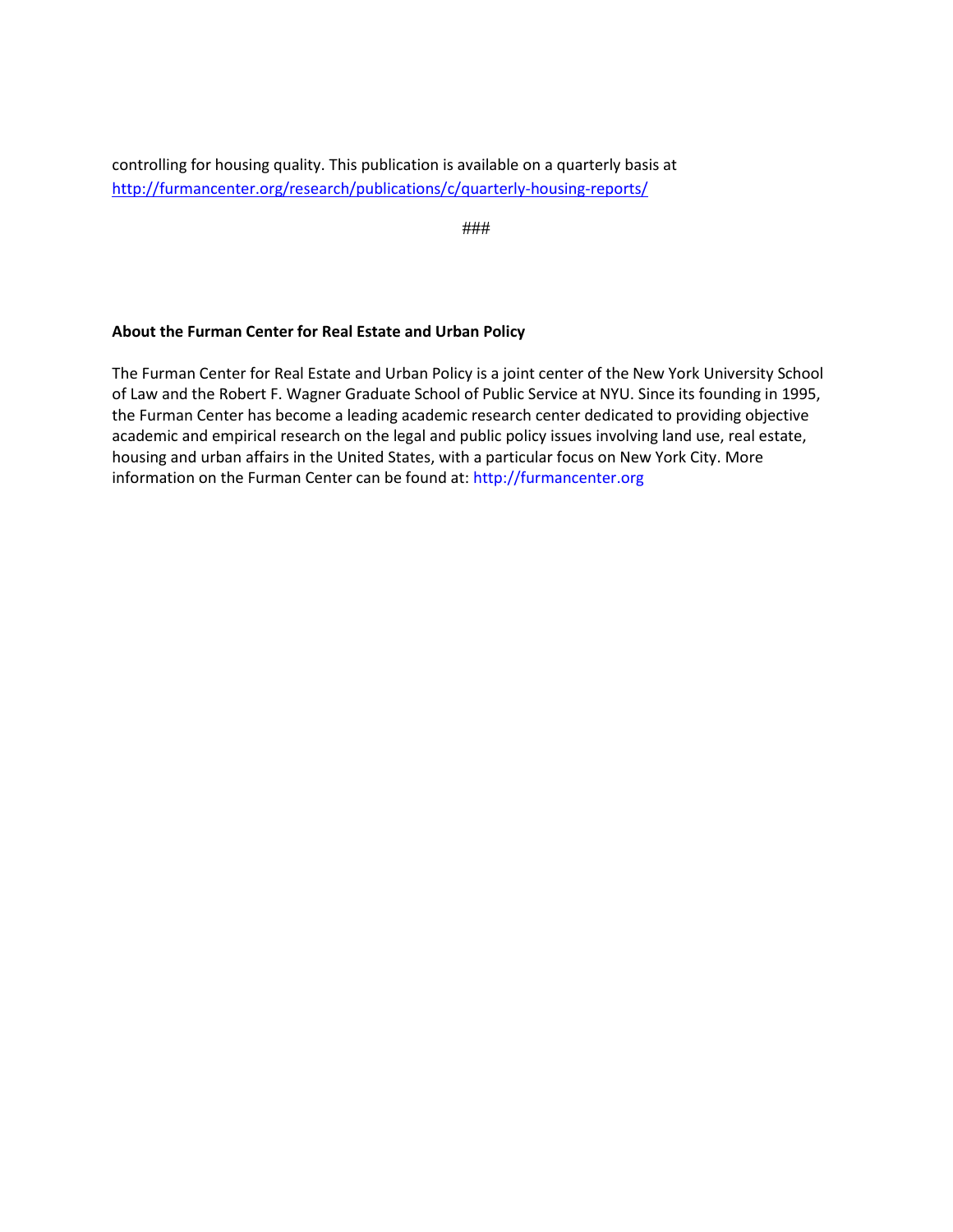controlling for housing quality. This publication is available on a quarterly basis at http://furmancenter.org/research/publications/c/quarterly-housing-reports/

###

**About the Furman Center for Real Estate and Urban Policy**

The Furman Center for Real Estate and Urban Policy is a joint center of the New York University School of Law and the Robert F. Wagner Graduate School of Public Service at NYU. Since its founding in 1995, the Furman Center has become a leading academic research center dedicated to providing objective academic and empirical research on the legal and public policy issues involving land use, real estate, housing and urban affairs in the United States, with a particular focus on New York City. More information on the Furman Center can be found at: http://furmancenter.org